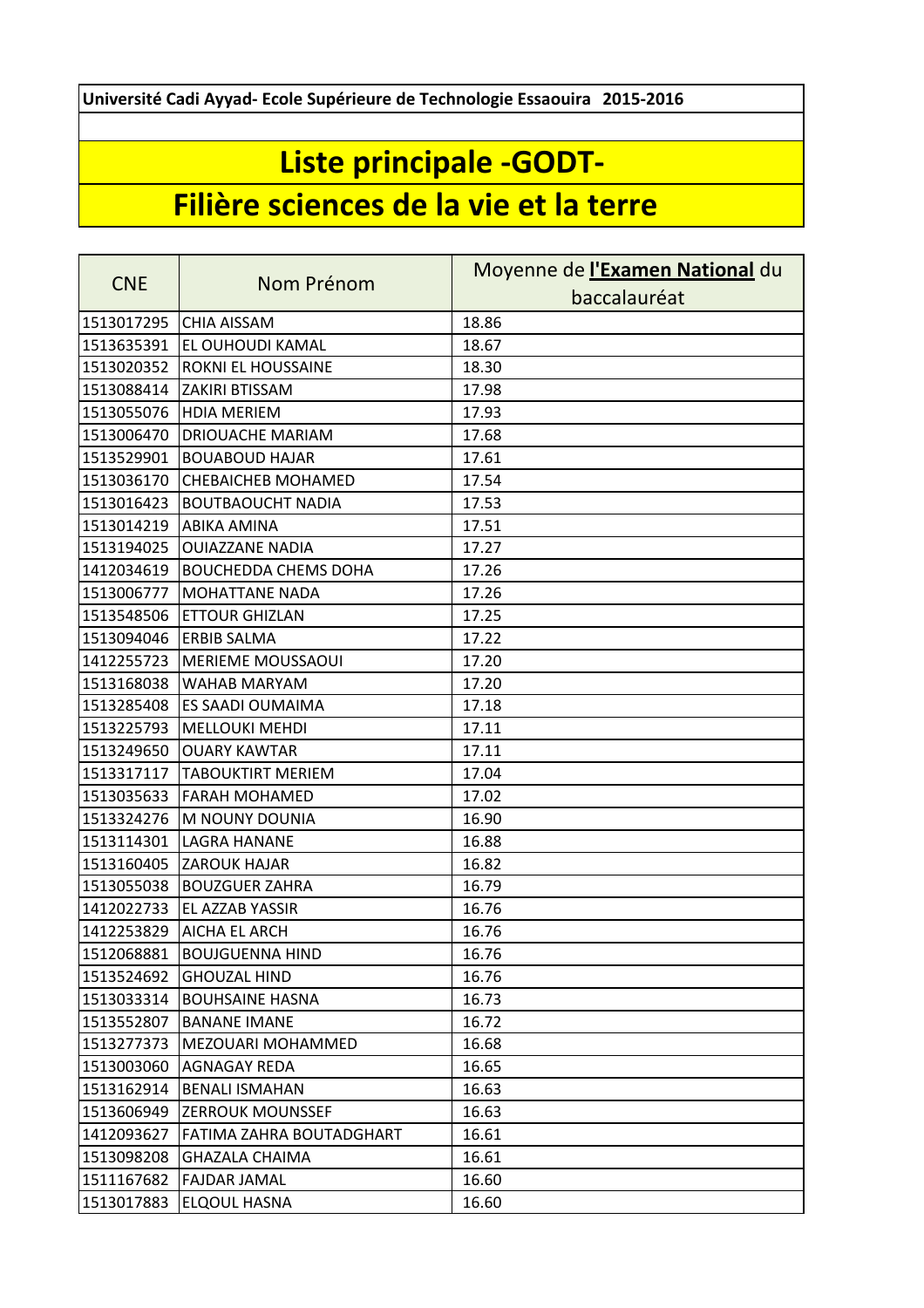**Université Cadi Ayyad- Ecole Supérieure de Technologie Essaouira 2015-2016**

# Liste principale -GODT-

# Filière sciences de la vie et la terre

| CNE | Nom Prénom | Moyenne de **l'Examen National** du baccalauréat |
|---|---|---|
| 1513017295 | CHIA AISSAM | 18.86 |
| 1513635391 | EL OUHOUDI KAMAL | 18.67 |
| 1513020352 | ROKNI EL HOUSSAINE | 18.30 |
| 1513088414 | ZAKIRI BTISSAM | 17.98 |
| 1513055076 | HDIA MERIEM | 17.93 |
| 1513006470 | DRIOUACHE MARIAM | 17.68 |
| 1513529901 | BOUABOUD HAJAR | 17.61 |
| 1513036170 | CHEBAICHEB MOHAMED | 17.54 |
| 1513016423 | BOUTBAOUCHT NADIA | 17.53 |
| 1513014219 | ABIKA AMINA | 17.51 |
| 1513194025 | OUIAZZANE NADIA | 17.27 |
| 1412034619 | BOUCHEDDA CHEMS DOHA | 17.26 |
| 1513006777 | MOHATTANE NADA | 17.26 |
| 1513548506 | ETTOUR GHIZLAN | 17.25 |
| 1513094046 | ERBIB SALMA | 17.22 |
| 1412255723 | MERIEME MOUSSAOUI | 17.20 |
| 1513168038 | WAHAB MARYAM | 17.20 |
| 1513285408 | ES SAADI OUMAIMA | 17.18 |
| 1513225793 | MELLOUKI MEHDI | 17.11 |
| 1513249650 | OUARY KAWTAR | 17.11 |
| 1513317117 | TABOUKTIRT MERIEM | 17.04 |
| 1513035633 | FARAH MOHAMED | 17.02 |
| 1513324276 | M NOUNY DOUNIA | 16.90 |
| 1513114301 | LAGRA HANANE | 16.88 |
| 1513160405 | ZAROUK HAJAR | 16.82 |
| 1513055038 | BOUZGUER ZAHRA | 16.79 |
| 1412022733 | EL AZZAB YASSIR | 16.76 |
| 1412253829 | AICHA EL ARCH | 16.76 |
| 1512068881 | BOUJGUENNA HIND | 16.76 |
| 1513524692 | GHOUZAL HIND | 16.76 |
| 1513033314 | BOUHSAINE HASNA | 16.73 |
| 1513552807 | BANANE IMANE | 16.72 |
| 1513277373 | MEZOUARI MOHAMMED | 16.68 |
| 1513003060 | AGNAGAY REDA | 16.65 |
| 1513162914 | BENALI ISMAHAN | 16.63 |
| 1513606949 | ZERROUK MOUNSSEF | 16.63 |
| 1412093627 | FATIMA ZAHRA BOUTADGHART | 16.61 |
| 1513098208 | GHAZALA CHAIMA | 16.61 |
| 1511167682 | FAJDAR JAMAL | 16.60 |
| 1513017883 | ELQOUL HASNA | 16.60 |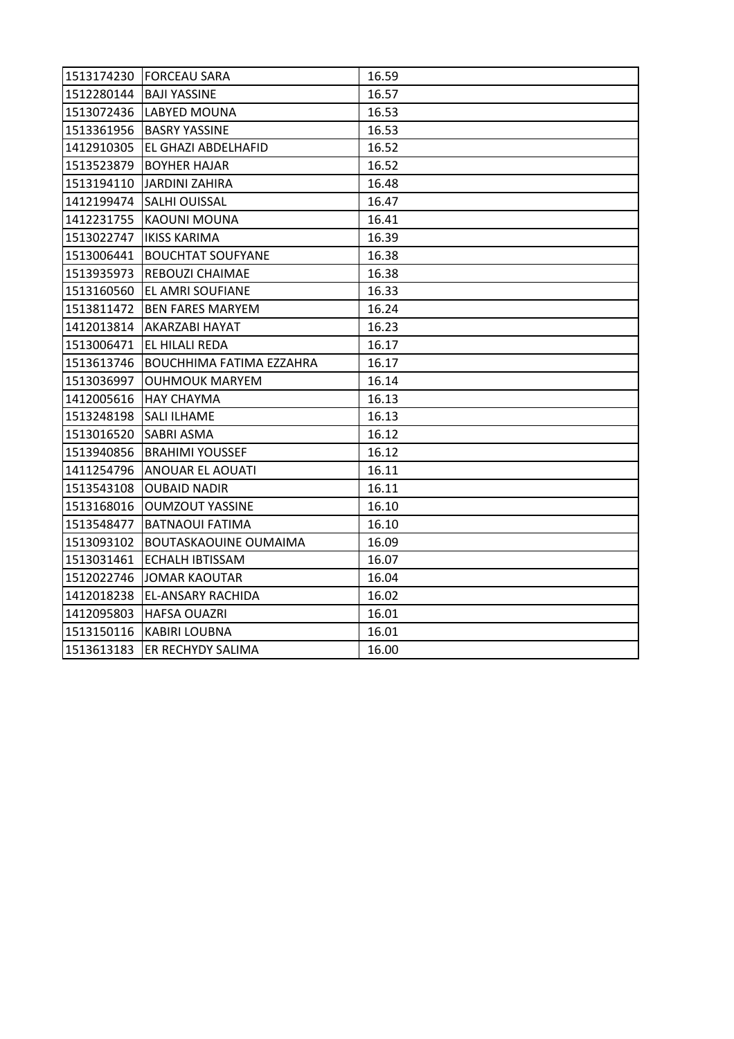| | | |
|---|---|---|
| 1513174230 | FORCEAU SARA | 16.59 |
| 1512280144 | BAJI YASSINE | 16.57 |
| 1513072436 | LABYED MOUNA | 16.53 |
| 1513361956 | BASRY YASSINE | 16.53 |
| 1412910305 | EL GHAZI ABDELHAFID | 16.52 |
| 1513523879 | BOYHER HAJAR | 16.52 |
| 1513194110 | JARDINI ZAHIRA | 16.48 |
| 1412199474 | SALHI OUISSAL | 16.47 |
| 1412231755 | KAOUNI MOUNA | 16.41 |
| 1513022747 | IKISS KARIMA | 16.39 |
| 1513006441 | BOUCHTAT SOUFYANE | 16.38 |
| 1513935973 | REBOUZI CHAIMAE | 16.38 |
| 1513160560 | EL AMRI SOUFIANE | 16.33 |
| 1513811472 | BEN FARES MARYEM | 16.24 |
| 1412013814 | AKARZABI HAYAT | 16.23 |
| 1513006471 | EL HILALI REDA | 16.17 |
| 1513613746 | BOUCHHIMA FATIMA EZZAHRA | 16.17 |
| 1513036997 | OUHMOUK MARYEM | 16.14 |
| 1412005616 | HAY CHAYMA | 16.13 |
| 1513248198 | SALI ILHAME | 16.13 |
| 1513016520 | SABRI ASMA | 16.12 |
| 1513940856 | BRAHIMI YOUSSEF | 16.12 |
| 1411254796 | ANOUAR EL AOUATI | 16.11 |
| 1513543108 | OUBAID NADIR | 16.11 |
| 1513168016 | OUMZOUT YASSINE | 16.10 |
| 1513548477 | BATNAOUI FATIMA | 16.10 |
| 1513093102 | BOUTASKAOUINE OUMAIMA | 16.09 |
| 1513031461 | ECHALH IBTISSAM | 16.07 |
| 1512022746 | JOMAR KAOUTAR | 16.04 |
| 1412018238 | EL-ANSARY RACHIDA | 16.02 |
| 1412095803 | HAFSA OUAZRI | 16.01 |
| 1513150116 | KABIRI LOUBNA | 16.01 |
| 1513613183 | ER RECHYDY SALIMA | 16.00 |